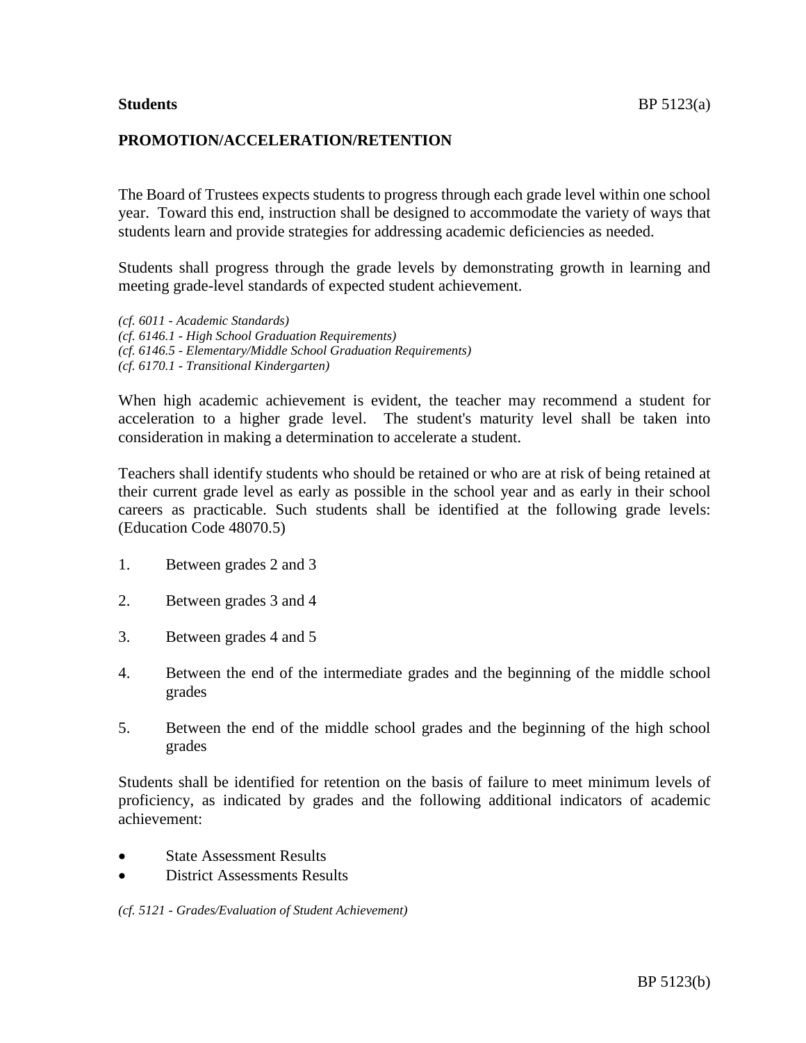**Students** BP 5123(a)

## PROMOTION/ACCELERATION/RETENTION

The Board of Trustees expects students to progress through each grade level within one school year. Toward this end, instruction shall be designed to accommodate the variety of ways that students learn and provide strategies for addressing academic deficiencies as needed.

Students shall progress through the grade levels by demonstrating growth in learning and meeting grade-level standards of expected student achievement.

*(cf. 6011 - Academic Standards)*
*(cf. 6146.1 - High School Graduation Requirements)*
*(cf. 6146.5 - Elementary/Middle School Graduation Requirements)*
*(cf. 6170.1 - Transitional Kindergarten)*

When high academic achievement is evident, the teacher may recommend a student for acceleration to a higher grade level. The student's maturity level shall be taken into consideration in making a determination to accelerate a student.

Teachers shall identify students who should be retained or who are at risk of being retained at their current grade level as early as possible in the school year and as early in their school careers as practicable. Such students shall be identified at the following grade levels: (Education Code 48070.5)

1. Between grades 2 and 3
2. Between grades 3 and 4
3. Between grades 4 and 5
4. Between the end of the intermediate grades and the beginning of the middle school grades
5. Between the end of the middle school grades and the beginning of the high school grades

Students shall be identified for retention on the basis of failure to meet minimum levels of proficiency, as indicated by grades and the following additional indicators of academic achievement:

- State Assessment Results
- District Assessments Results

*(cf. 5121 - Grades/Evaluation of Student Achievement)*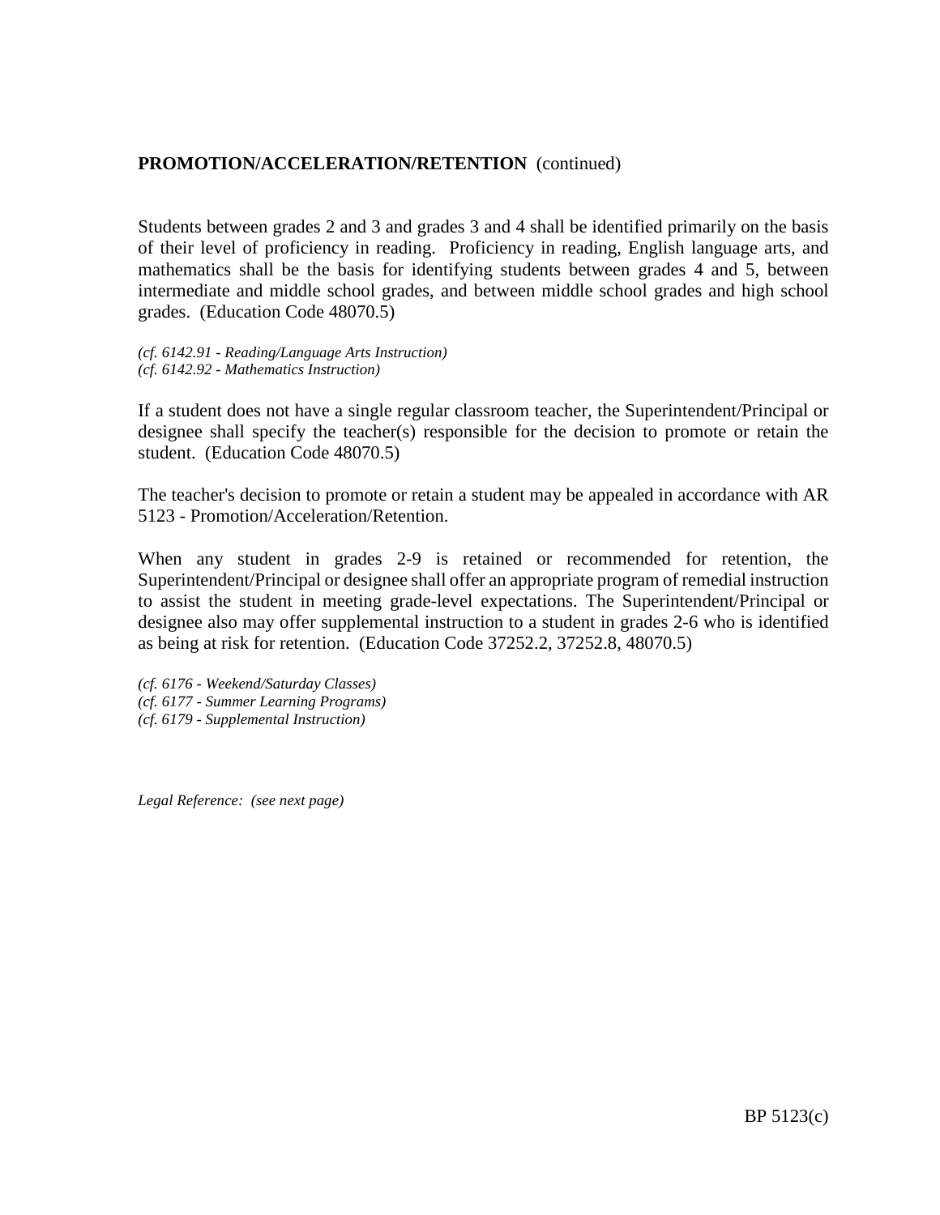Students between grades 2 and 3 and grades 3 and 4 shall be identified primarily on the basis of their level of proficiency in reading. Proficiency in reading, English language arts, and mathematics shall be the basis for identifying students between grades 4 and 5, between intermediate and middle school grades, and between middle school grades and high school grades. (Education Code 48070.5)

*(cf. 6142.91 - Reading/Language Arts Instruction)*
*(cf. 6142.92 - Mathematics Instruction)*

If a student does not have a single regular classroom teacher, the Superintendent/Principal or designee shall specify the teacher(s) responsible for the decision to promote or retain the student. (Education Code 48070.5)

The teacher's decision to promote or retain a student may be appealed in accordance with AR 5123 - Promotion/Acceleration/Retention.

When any student in grades 2-9 is retained or recommended for retention, the Superintendent/Principal or designee shall offer an appropriate program of remedial instruction to assist the student in meeting grade-level expectations. The Superintendent/Principal or designee also may offer supplemental instruction to a student in grades 2-6 who is identified as being at risk for retention. (Education Code 37252.2, 37252.8, 48070.5)

*(cf. 6176 - Weekend/Saturday Classes)*
*(cf. 6177 - Summer Learning Programs)*
*(cf. 6179 - Supplemental Instruction)*

*Legal Reference: (see next page)*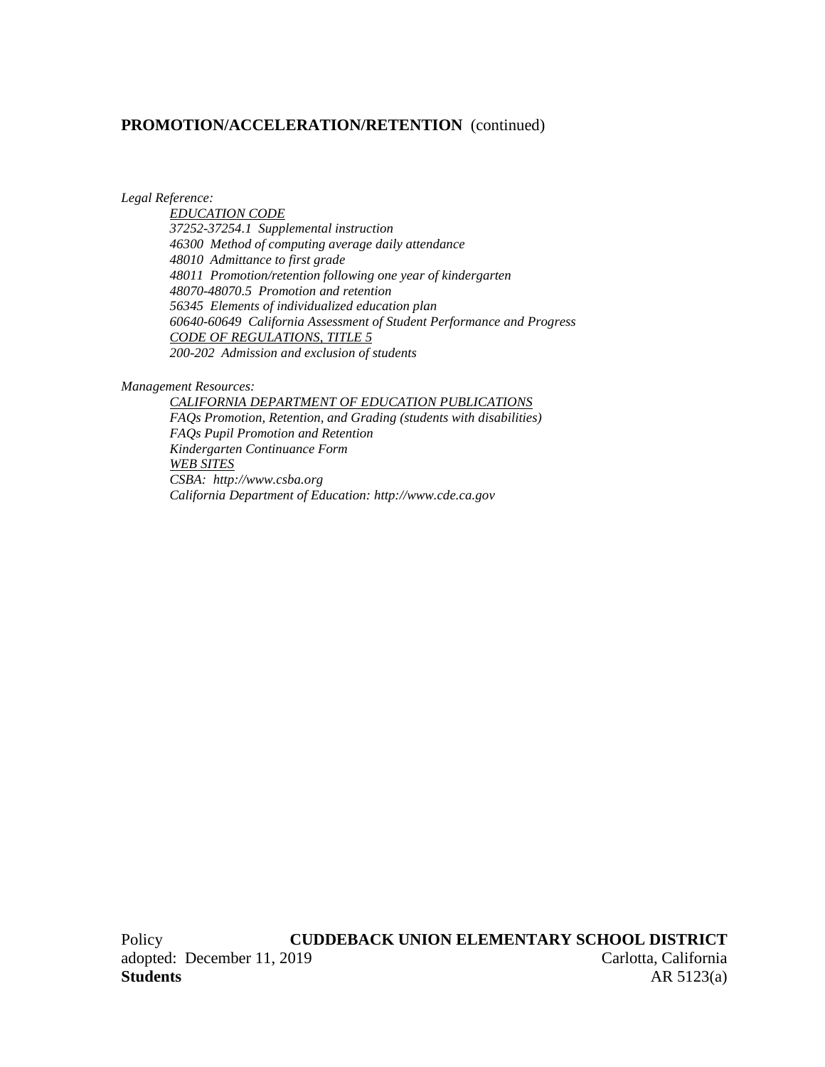## PROMOTION/ACCELERATION/RETENTION (continued)

*Legal Reference:*

*EDUCATION CODE*
*37252-37254.1 Supplemental instruction*
*46300 Method of computing average daily attendance*
*48010 Admittance to first grade*
*48011 Promotion/retention following one year of kindergarten*
*48070-48070.5 Promotion and retention*
*56345 Elements of individualized education plan*
*60640-60649 California Assessment of Student Performance and Progress*
*CODE OF REGULATIONS, TITLE 5*
*200-202 Admission and exclusion of students*

*Management Resources:*

*CALIFORNIA DEPARTMENT OF EDUCATION PUBLICATIONS*
*FAQs Promotion, Retention, and Grading (students with disabilities)*
*FAQs Pupil Promotion and Retention*
*Kindergarten Continuance Form*
*WEB SITES*
*CSBA: http://www.csba.org*
*California Department of Education: http://www.cde.ca.gov*

Policy **CUDDEBACK UNION ELEMENTARY SCHOOL DISTRICT**
adopted: December 11, 2019 Carlotta, California
**Students** AR 5123(a)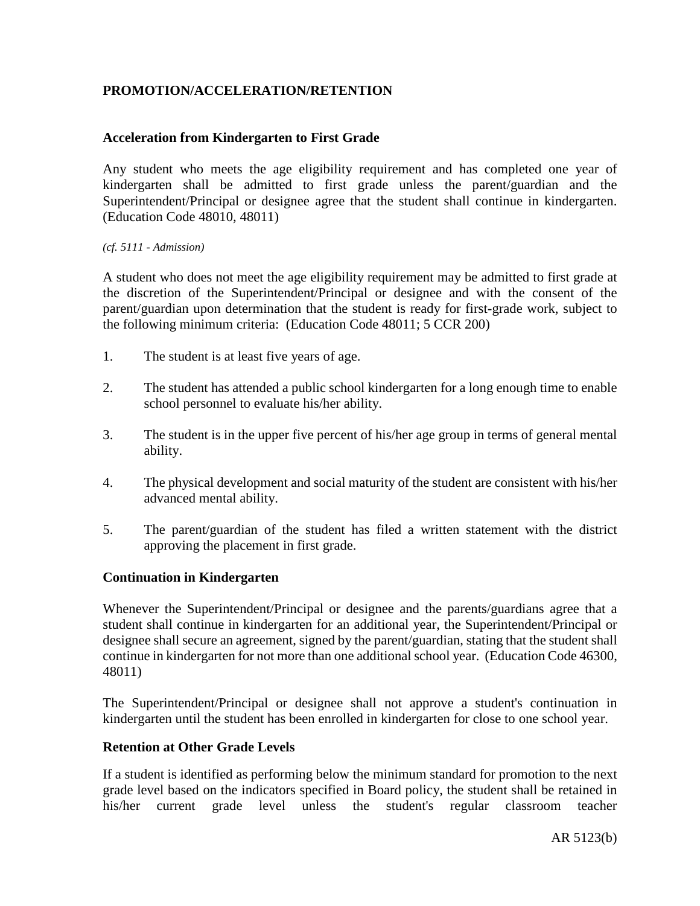**PROMOTION/ACCELERATION/RETENTION**

**Acceleration from Kindergarten to First Grade**

Any student who meets the age eligibility requirement and has completed one year of kindergarten shall be admitted to first grade unless the parent/guardian and the Superintendent/Principal or designee agree that the student shall continue in kindergarten. (Education Code 48010, 48011)

*(cf. 5111 - Admission)*

A student who does not meet the age eligibility requirement may be admitted to first grade at the discretion of the Superintendent/Principal or designee and with the consent of the parent/guardian upon determination that the student is ready for first-grade work, subject to the following minimum criteria: (Education Code 48011; 5 CCR 200)

1. The student is at least five years of age.

2. The student has attended a public school kindergarten for a long enough time to enable school personnel to evaluate his/her ability.

3. The student is in the upper five percent of his/her age group in terms of general mental ability.

4. The physical development and social maturity of the student are consistent with his/her advanced mental ability.

5. The parent/guardian of the student has filed a written statement with the district approving the placement in first grade.

**Continuation in Kindergarten**

Whenever the Superintendent/Principal or designee and the parents/guardians agree that a student shall continue in kindergarten for an additional year, the Superintendent/Principal or designee shall secure an agreement, signed by the parent/guardian, stating that the student shall continue in kindergarten for not more than one additional school year. (Education Code 46300, 48011)

The Superintendent/Principal or designee shall not approve a student's continuation in kindergarten until the student has been enrolled in kindergarten for close to one school year.

**Retention at Other Grade Levels**

If a student is identified as performing below the minimum standard for promotion to the next grade level based on the indicators specified in Board policy, the student shall be retained in his/her current grade level unless the student's regular classroom teacher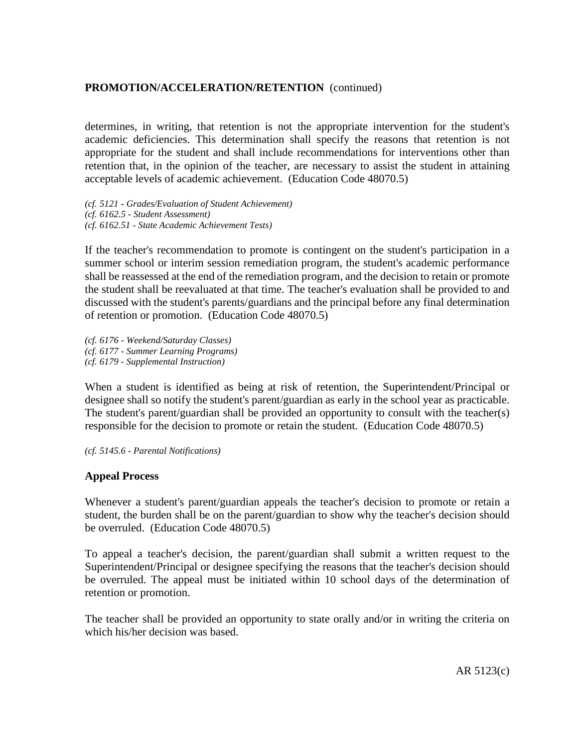determines, in writing, that retention is not the appropriate intervention for the student's academic deficiencies. This determination shall specify the reasons that retention is not appropriate for the student and shall include recommendations for interventions other than retention that, in the opinion of the teacher, are necessary to assist the student in attaining acceptable levels of academic achievement. (Education Code 48070.5)

*(cf. 5121 - Grades/Evaluation of Student Achievement)*
*(cf. 6162.5 - Student Assessment)*
*(cf. 6162.51 - State Academic Achievement Tests)*

If the teacher's recommendation to promote is contingent on the student's participation in a summer school or interim session remediation program, the student's academic performance shall be reassessed at the end of the remediation program, and the decision to retain or promote the student shall be reevaluated at that time. The teacher's evaluation shall be provided to and discussed with the student's parents/guardians and the principal before any final determination of retention or promotion. (Education Code 48070.5)

*(cf. 6176 - Weekend/Saturday Classes)*
*(cf. 6177 - Summer Learning Programs)*
*(cf. 6179 - Supplemental Instruction)*

When a student is identified as being at risk of retention, the Superintendent/Principal or designee shall so notify the student's parent/guardian as early in the school year as practicable. The student's parent/guardian shall be provided an opportunity to consult with the teacher(s) responsible for the decision to promote or retain the student. (Education Code 48070.5)

*(cf. 5145.6 - Parental Notifications)*

## Appeal Process

Whenever a student's parent/guardian appeals the teacher's decision to promote or retain a student, the burden shall be on the parent/guardian to show why the teacher's decision should be overruled. (Education Code 48070.5)

To appeal a teacher's decision, the parent/guardian shall submit a written request to the Superintendent/Principal or designee specifying the reasons that the teacher's decision should be overruled. The appeal must be initiated within 10 school days of the determination of retention or promotion.

The teacher shall be provided an opportunity to state orally and/or in writing the criteria on which his/her decision was based.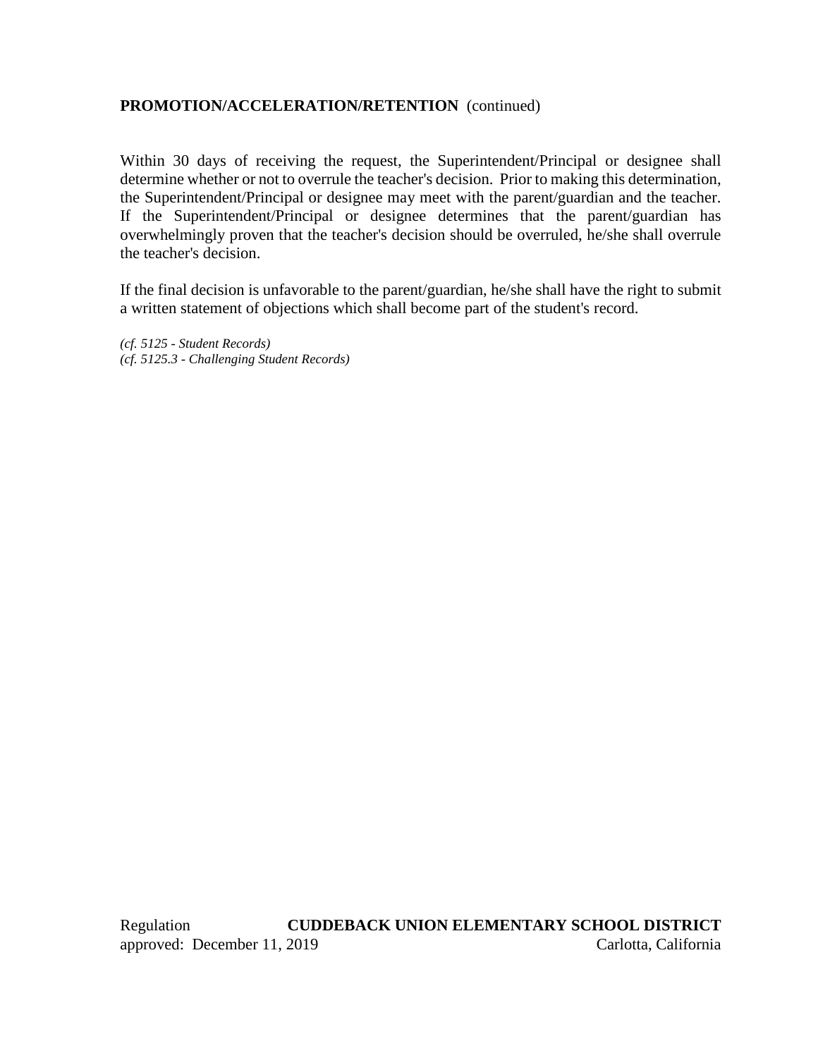**PROMOTION/ACCELERATION/RETENTION** (continued)

Within 30 days of receiving the request, the Superintendent/Principal or designee shall determine whether or not to overrule the teacher's decision. Prior to making this determination, the Superintendent/Principal or designee may meet with the parent/guardian and the teacher. If the Superintendent/Principal or designee determines that the parent/guardian has overwhelmingly proven that the teacher's decision should be overruled, he/she shall overrule the teacher's decision.

If the final decision is unfavorable to the parent/guardian, he/she shall have the right to submit a written statement of objections which shall become part of the student's record.

*(cf. 5125 - Student Records)*
*(cf. 5125.3 - Challenging Student Records)*

Regulation **CUDDEBACK UNION ELEMENTARY SCHOOL DISTRICT**
approved: December 11, 2019 Carlotta, California